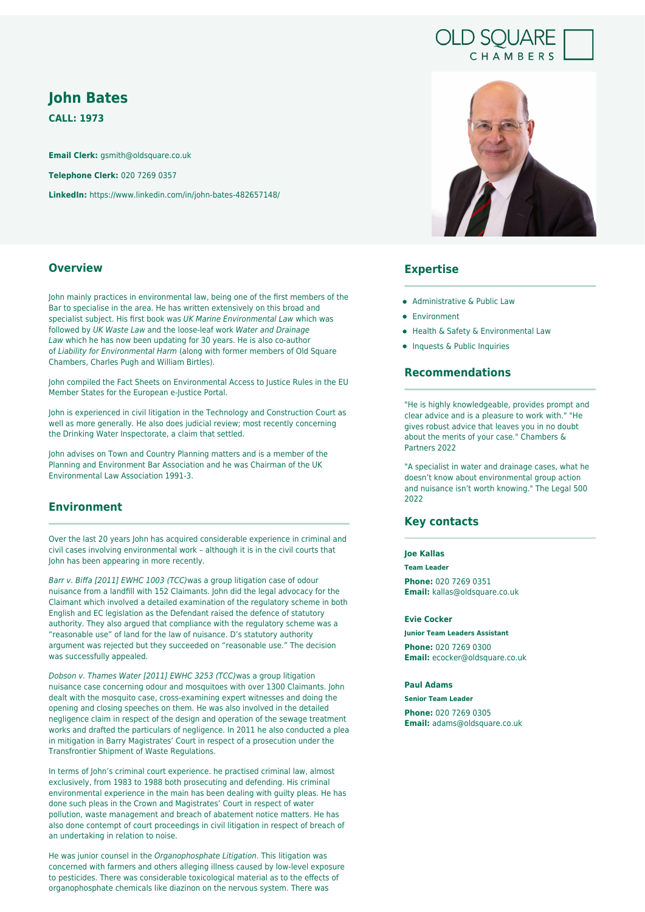OLD SQUARE CHAMBERS

# John Bates

**CALL: 1973**

**Email Clerk:** gsmith@oldsquare.co.uk

**Telephone Clerk:** 020 7269 0357

**LinkedIn:** https://www.linkedin.com/in/john-bates-482657148/

## Overview

John mainly practices in environmental law, being one of the first members of the Bar to specialise in the area. He has written extensively on this broad and specialist subject. His first book was *UK Marine Environmental Law* which was followed by *UK Waste Law* and the loose-leaf work *Water and Drainage Law* which he has now been updating for 30 years. He is also co-author of *Liability for Environmental Harm* (along with former members of Old Square Chambers, Charles Pugh and William Birtles).

John compiled the Fact Sheets on Environmental Access to Justice Rules in the EU Member States for the European e-Justice Portal.

John is experienced in civil litigation in the Technology and Construction Court as well as more generally. He also does judicial review; most recently concerning the Drinking Water Inspectorate, a claim that settled.

John advises on Town and Country Planning matters and is a member of the Planning and Environment Bar Association and he was Chairman of the UK Environmental Law Association 1991-3.

## Environment

Over the last 20 years John has acquired considerable experience in criminal and civil cases involving environmental work – although it is in the civil courts that John has been appearing in more recently.

*Barr v. Biffa [2011] EWHC 1003 (TCC)*was a group litigation case of odour nuisance from a landfill with 152 Claimants. John did the legal advocacy for the Claimant which involved a detailed examination of the regulatory scheme in both English and EC legislation as the Defendant raised the defence of statutory authority. They also argued that compliance with the regulatory scheme was a "reasonable use" of land for the law of nuisance. D's statutory authority argument was rejected but they succeeded on "reasonable use." The decision was successfully appealed.

*Dobson v. Thames Water [2011] EWHC 3253 (TCC)*was a group litigation nuisance case concerning odour and mosquitoes with over 1300 Claimants. John dealt with the mosquito case, cross-examining expert witnesses and doing the opening and closing speeches on them. He was also involved in the detailed negligence claim in respect of the design and operation of the sewage treatment works and drafted the particulars of negligence. In 2011 he also conducted a plea in mitigation in Barry Magistrates' Court in respect of a prosecution under the Transfrontier Shipment of Waste Regulations.

In terms of John's criminal court experience. he practised criminal law, almost exclusively, from 1983 to 1988 both prosecuting and defending. His criminal environmental experience in the main has been dealing with guilty pleas. He has done such pleas in the Crown and Magistrates' Court in respect of water pollution, waste management and breach of abatement notice matters. He has also done contempt of court proceedings in civil litigation in respect of breach of an undertaking in relation to noise.

He was junior counsel in the *Organophosphate Litigation*. This litigation was concerned with farmers and others alleging illness caused by low-level exposure to pesticides. There was considerable toxicological material as to the effects of organophosphate chemicals like diazinon on the nervous system. There was

## Expertise

- Administrative & Public Law
- Environment
- Health & Safety & Environmental Law
- Inquests & Public Inquiries

## Recommendations

"He is highly knowledgeable, provides prompt and clear advice and is a pleasure to work with." "He gives robust advice that leaves you in no doubt about the merits of your case." Chambers & Partners 2022

"A specialist in water and drainage cases, what he doesn't know about environmental group action and nuisance isn't worth knowing." The Legal 500 2022

## Key contacts

**Joe Kallas**
**Team Leader**
**Phone:** 020 7269 0351
**Email:** kallas@oldsquare.co.uk

**Evie Cocker**
**Junior Team Leaders Assistant**
**Phone:** 020 7269 0300
**Email:** ecocker@oldsquare.co.uk

**Paul Adams**
**Senior Team Leader**
**Phone:** 020 7269 0305
**Email:** adams@oldsquare.co.uk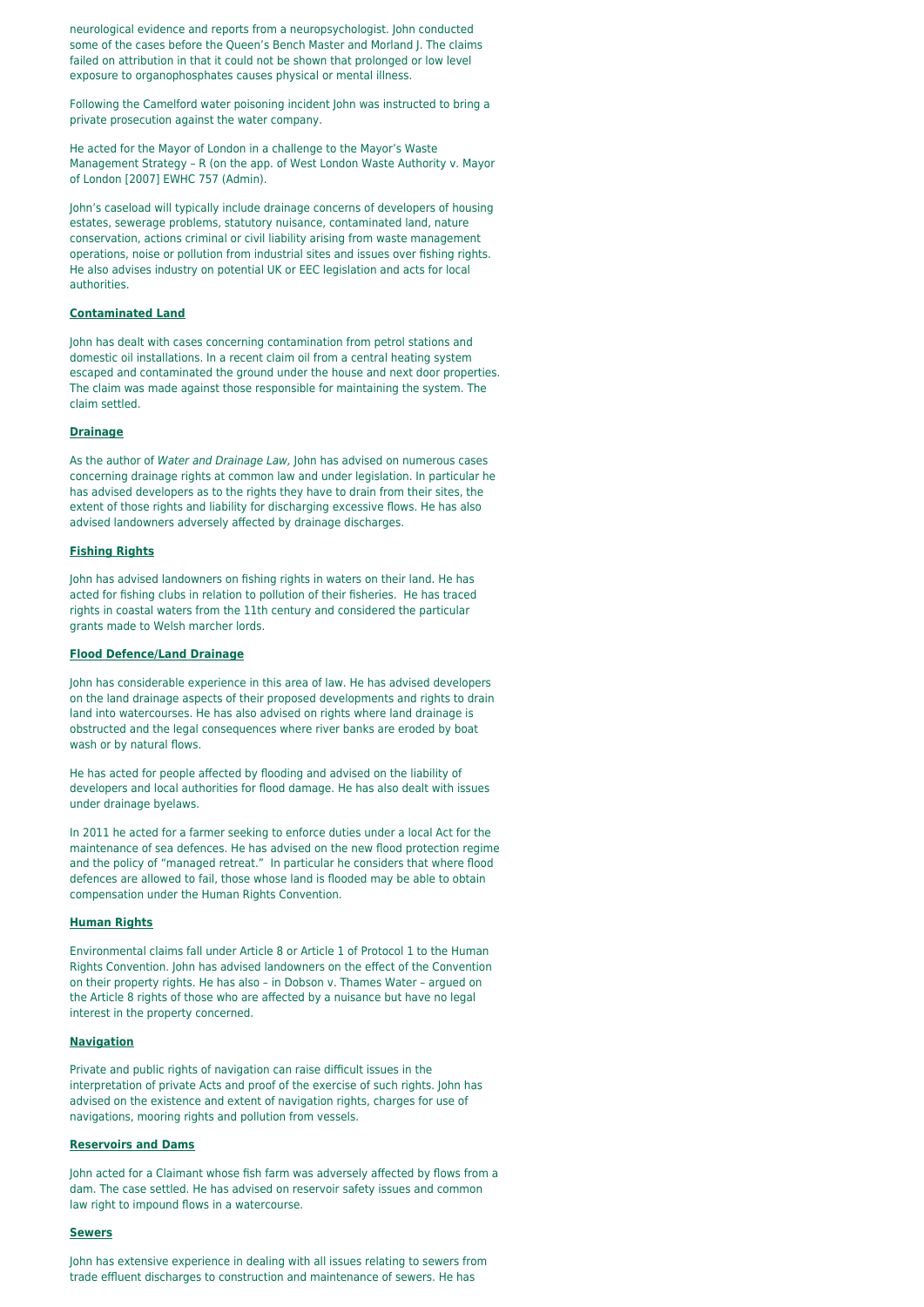neurological evidence and reports from a neuropsychologist. John conducted some of the cases before the Queen's Bench Master and Morland J. The claims failed on attribution in that it could not be shown that prolonged or low level exposure to organophosphates causes physical or mental illness.

Following the Camelford water poisoning incident John was instructed to bring a private prosecution against the water company.

He acted for the Mayor of London in a challenge to the Mayor's Waste Management Strategy – R (on the app. of West London Waste Authority v. Mayor of London [2007] EWHC 757 (Admin).

John's caseload will typically include drainage concerns of developers of housing estates, sewerage problems, statutory nuisance, contaminated land, nature conservation, actions criminal or civil liability arising from waste management operations, noise or pollution from industrial sites and issues over fishing rights. He also advises industry on potential UK or EEC legislation and acts for local authorities.

**Contaminated Land**

John has dealt with cases concerning contamination from petrol stations and domestic oil installations. In a recent claim oil from a central heating system escaped and contaminated the ground under the house and next door properties. The claim was made against those responsible for maintaining the system. The claim settled.

**Drainage**

As the author of *Water and Drainage Law*, John has advised on numerous cases concerning drainage rights at common law and under legislation. In particular he has advised developers as to the rights they have to drain from their sites, the extent of those rights and liability for discharging excessive flows. He has also advised landowners adversely affected by drainage discharges.

**Fishing Rights**

John has advised landowners on fishing rights in waters on their land. He has acted for fishing clubs in relation to pollution of their fisheries. He has traced rights in coastal waters from the 11th century and considered the particular grants made to Welsh marcher lords.

**Flood Defence/Land Drainage**

John has considerable experience in this area of law. He has advised developers on the land drainage aspects of their proposed developments and rights to drain land into watercourses. He has also advised on rights where land drainage is obstructed and the legal consequences where river banks are eroded by boat wash or by natural flows.

He has acted for people affected by flooding and advised on the liability of developers and local authorities for flood damage. He has also dealt with issues under drainage byelaws.

In 2011 he acted for a farmer seeking to enforce duties under a local Act for the maintenance of sea defences. He has advised on the new flood protection regime and the policy of "managed retreat." In particular he considers that where flood defences are allowed to fail, those whose land is flooded may be able to obtain compensation under the Human Rights Convention.

**Human Rights**

Environmental claims fall under Article 8 or Article 1 of Protocol 1 to the Human Rights Convention. John has advised landowners on the effect of the Convention on their property rights. He has also – in Dobson v. Thames Water – argued on the Article 8 rights of those who are affected by a nuisance but have no legal interest in the property concerned.

**Navigation**

Private and public rights of navigation can raise difficult issues in the interpretation of private Acts and proof of the exercise of such rights. John has advised on the existence and extent of navigation rights, charges for use of navigations, mooring rights and pollution from vessels.

**Reservoirs and Dams**

John acted for a Claimant whose fish farm was adversely affected by flows from a dam. The case settled. He has advised on reservoir safety issues and common law right to impound flows in a watercourse.

**Sewers**

John has extensive experience in dealing with all issues relating to sewers from trade effluent discharges to construction and maintenance of sewers. He has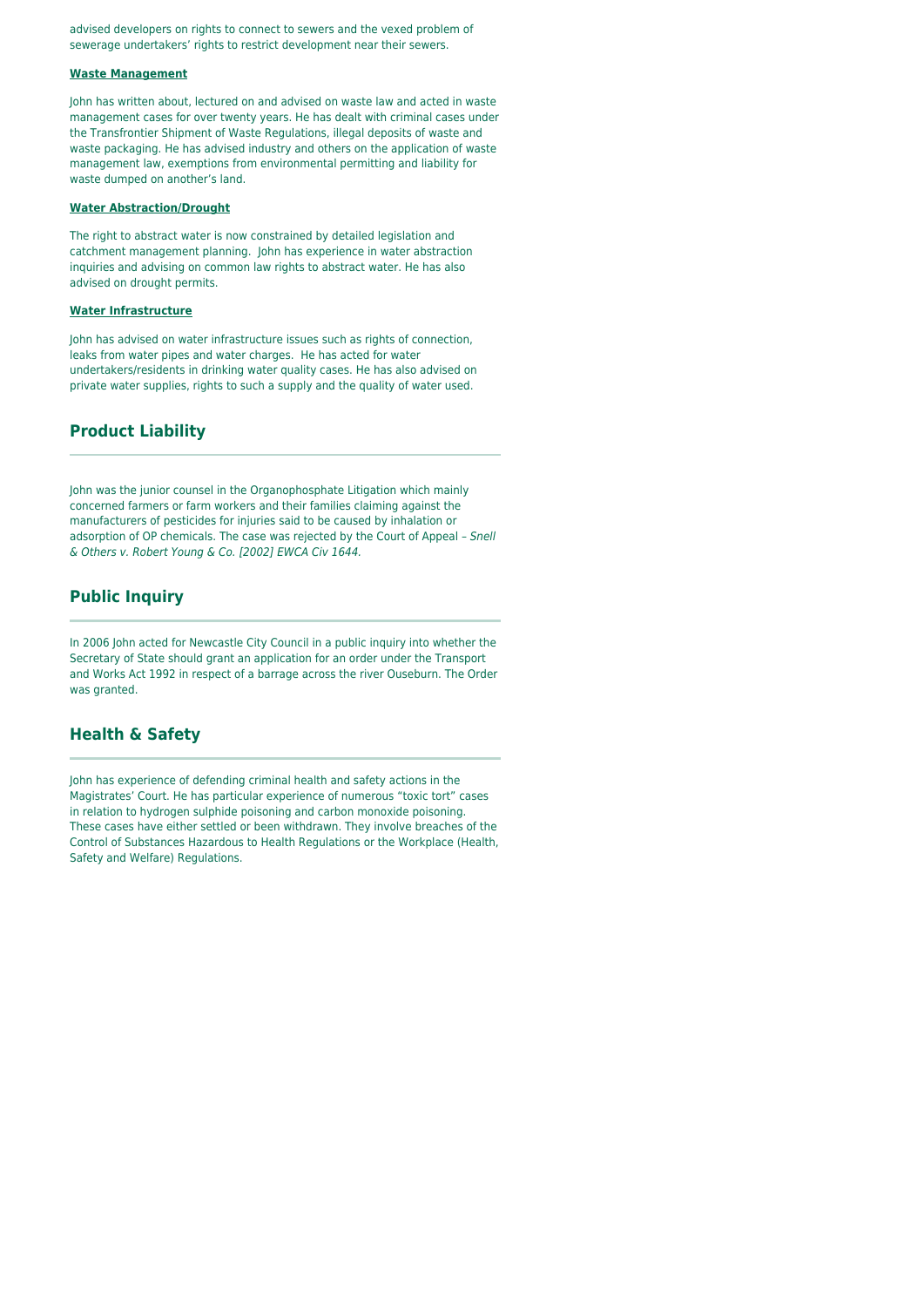advised developers on rights to connect to sewers and the vexed problem of sewerage undertakers' rights to restrict development near their sewers.

**Waste Management**

John has written about, lectured on and advised on waste law and acted in waste management cases for over twenty years. He has dealt with criminal cases under the Transfrontier Shipment of Waste Regulations, illegal deposits of waste and waste packaging. He has advised industry and others on the application of waste management law, exemptions from environmental permitting and liability for waste dumped on another's land.

**Water Abstraction/Drought**

The right to abstract water is now constrained by detailed legislation and catchment management planning. John has experience in water abstraction inquiries and advising on common law rights to abstract water. He has also advised on drought permits.

**Water Infrastructure**

John has advised on water infrastructure issues such as rights of connection, leaks from water pipes and water charges. He has acted for water undertakers/residents in drinking water quality cases. He has also advised on private water supplies, rights to such a supply and the quality of water used.

## Product Liability

John was the junior counsel in the Organophosphate Litigation which mainly concerned farmers or farm workers and their families claiming against the manufacturers of pesticides for injuries said to be caused by inhalation or adsorption of OP chemicals. The case was rejected by the Court of Appeal – *Snell & Others v. Robert Young & Co. [2002] EWCA Civ 1644.*

## Public Inquiry

In 2006 John acted for Newcastle City Council in a public inquiry into whether the Secretary of State should grant an application for an order under the Transport and Works Act 1992 in respect of a barrage across the river Ouseburn. The Order was granted.

## Health & Safety

John has experience of defending criminal health and safety actions in the Magistrates' Court. He has particular experience of numerous "toxic tort" cases in relation to hydrogen sulphide poisoning and carbon monoxide poisoning. These cases have either settled or been withdrawn. They involve breaches of the Control of Substances Hazardous to Health Regulations or the Workplace (Health, Safety and Welfare) Regulations.